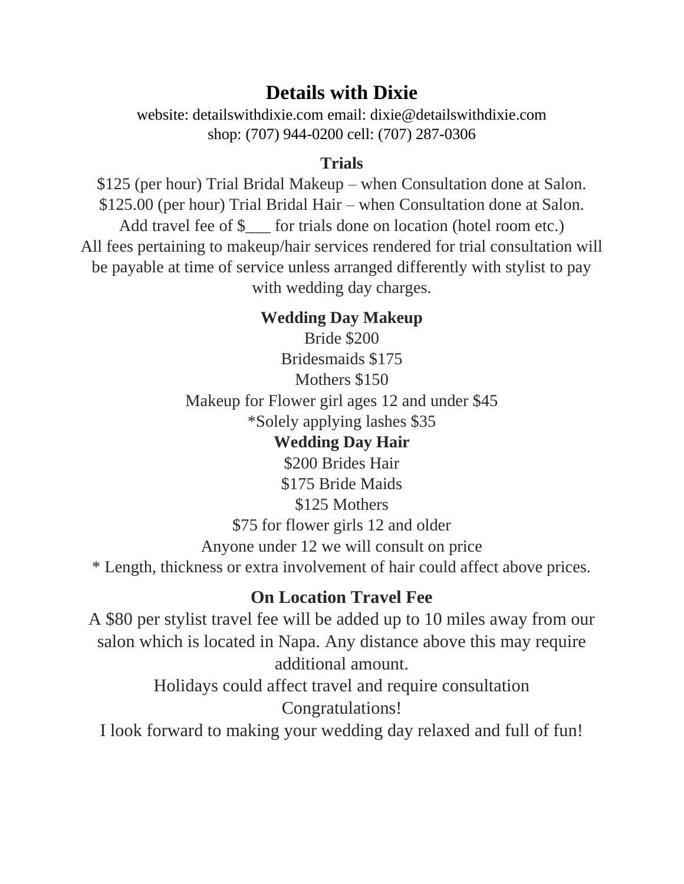# Details with Dixie

website: detailswithdixie.com email: dixie@detailswithdixie.com
shop: (707) 944-0200 cell: (707) 287-0306

## Trials

$125 (per hour) Trial Bridal Makeup – when Consultation done at Salon.
$125.00 (per hour) Trial Bridal Hair – when Consultation done at Salon.
Add travel fee of $___ for trials done on location (hotel room etc.)
All fees pertaining to makeup/hair services rendered for trial consultation will be payable at time of service unless arranged differently with stylist to pay with wedding day charges.

## Wedding Day Makeup

Bride $200
Bridesmaids $175
Mothers $150
Makeup for Flower girl ages 12 and under $45
*Solely applying lashes $35

## Wedding Day Hair

$200 Brides Hair
$175 Bride Maids
$125 Mothers
$75 for flower girls 12 and older
Anyone under 12 we will consult on price
* Length, thickness or extra involvement of hair could affect above prices.

## On Location Travel Fee

A $80 per stylist travel fee will be added up to 10 miles away from our salon which is located in Napa. Any distance above this may require additional amount.
Holidays could affect travel and require consultation
Congratulations!
I look forward to making your wedding day relaxed and full of fun!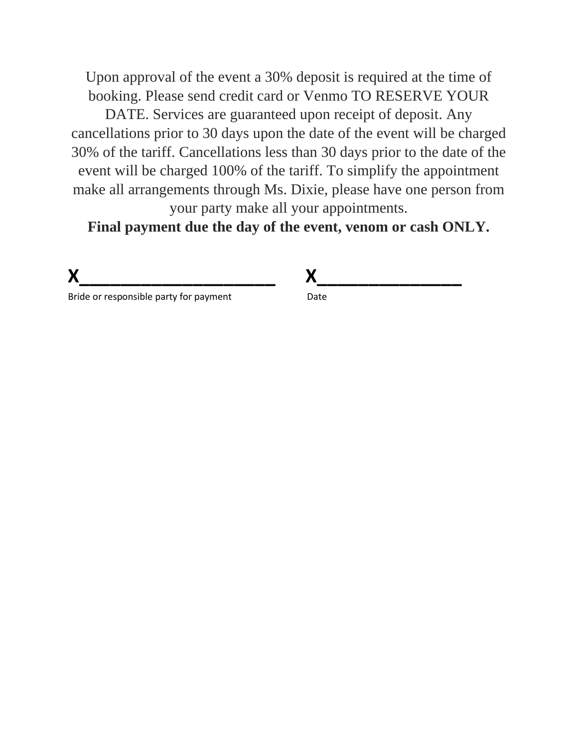Upon approval of the event a 30% deposit is required at the time of booking. Please send credit card or Venmo TO RESERVE YOUR DATE. Services are guaranteed upon receipt of deposit. Any cancellations prior to 30 days upon the date of the event will be charged 30% of the tariff. Cancellations less than 30 days prior to the date of the event will be charged 100% of the tariff. To simplify the appointment make all arrangements through Ms. Dixie, please have one person from your party make all your appointments.

**Final payment due the day of the event, venom or cash ONLY.**

**X___________________** **X_______________**

Bride or responsible party for payment Date